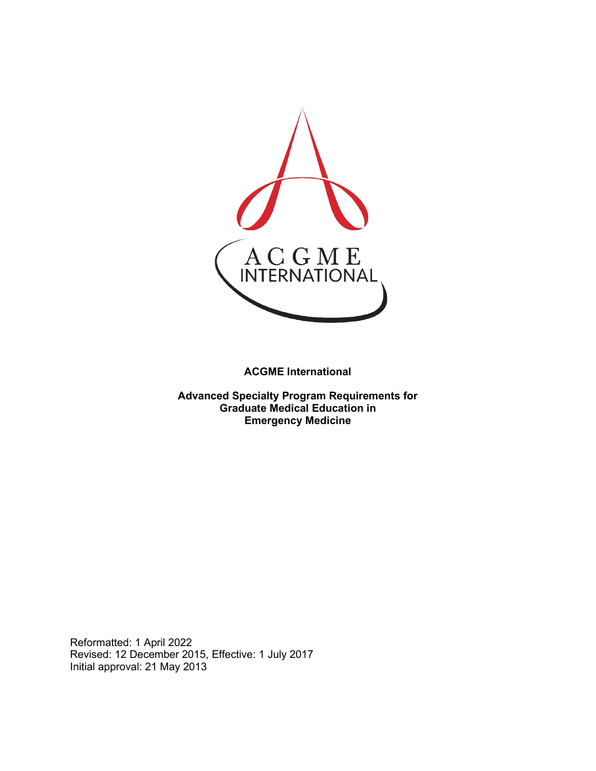# ACGME International

## Advanced Specialty Program Requirements for Graduate Medical Education in Emergency Medicine

Reformatted: 1 April 2022
Revised: 12 December 2015, Effective: 1 July 2017
Initial approval: 21 May 2013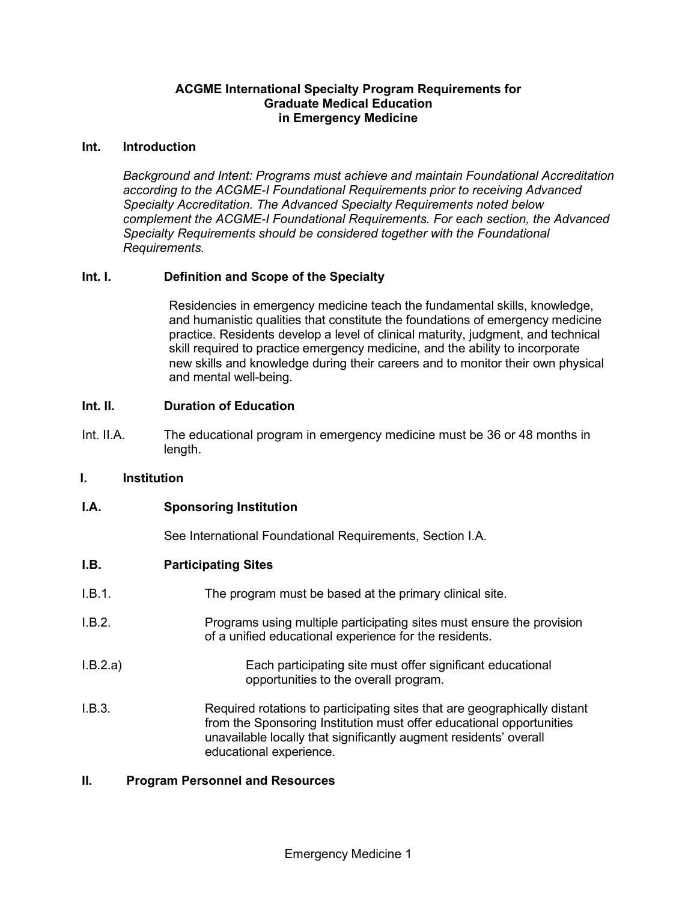# ACGME International Specialty Program Requirements for Graduate Medical Education in Emergency Medicine

## Int. Introduction

*Background and Intent: Programs must achieve and maintain Foundational Accreditation according to the ACGME-I Foundational Requirements prior to receiving Advanced Specialty Accreditation. The Advanced Specialty Requirements noted below complement the ACGME-I Foundational Requirements. For each section, the Advanced Specialty Requirements should be considered together with the Foundational Requirements.*

### Int. I. Definition and Scope of the Specialty

Residencies in emergency medicine teach the fundamental skills, knowledge, and humanistic qualities that constitute the foundations of emergency medicine practice. Residents develop a level of clinical maturity, judgment, and technical skill required to practice emergency medicine, and the ability to incorporate new skills and knowledge during their careers and to monitor their own physical and mental well-being.

### Int. II. Duration of Education

Int. II.A. The educational program in emergency medicine must be 36 or 48 months in length.

## I. Institution

### I.A. Sponsoring Institution

See International Foundational Requirements, Section I.A.

### I.B. Participating Sites

I.B.1. The program must be based at the primary clinical site.

I.B.2. Programs using multiple participating sites must ensure the provision of a unified educational experience for the residents.

I.B.2.a) Each participating site must offer significant educational opportunities to the overall program.

I.B.3. Required rotations to participating sites that are geographically distant from the Sponsoring Institution must offer educational opportunities unavailable locally that significantly augment residents' overall educational experience.

## II. Program Personnel and Resources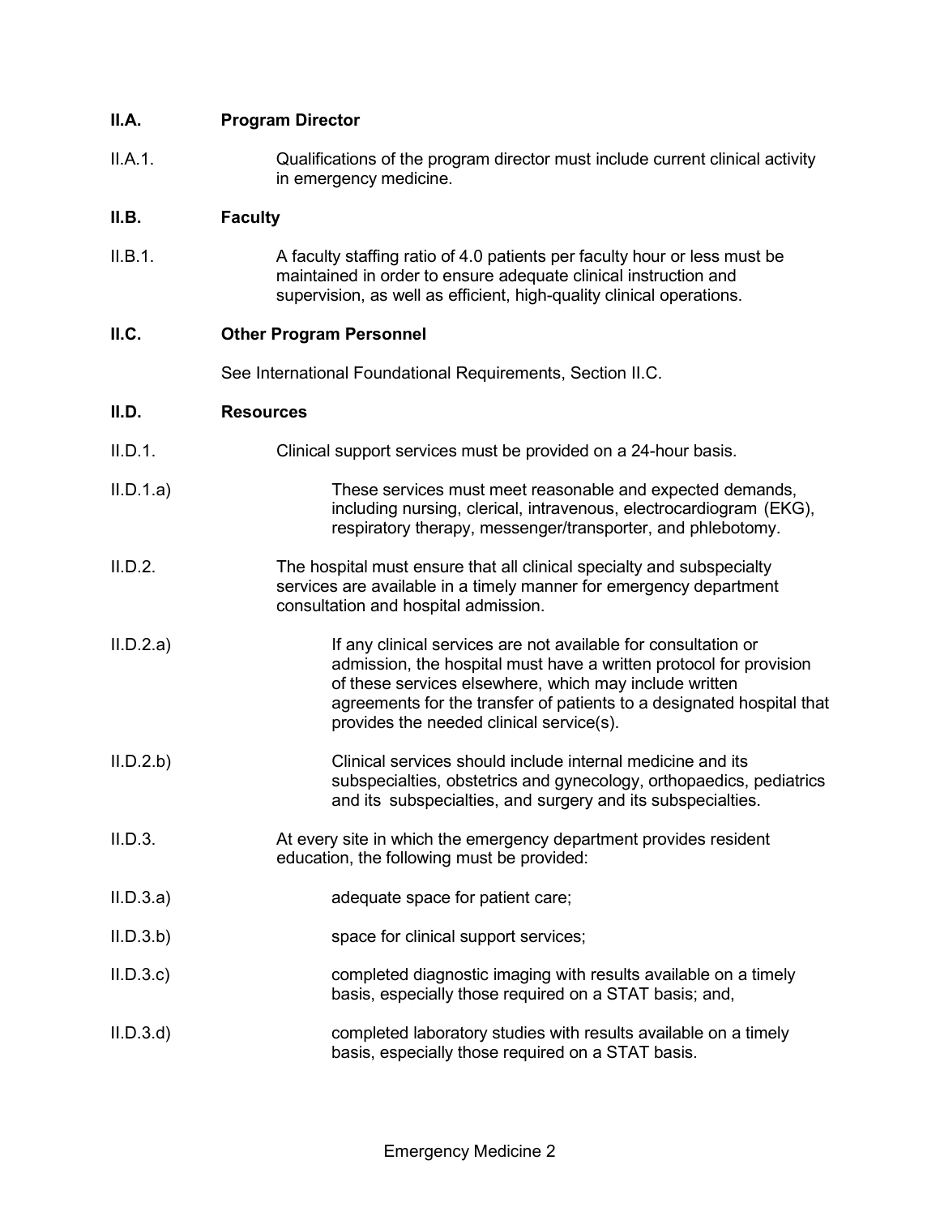**II.A. Program Director**

II.A.1. Qualifications of the program director must include current clinical activity in emergency medicine.

**II.B. Faculty**

II.B.1. A faculty staffing ratio of 4.0 patients per faculty hour or less must be maintained in order to ensure adequate clinical instruction and supervision, as well as efficient, high-quality clinical operations.

**II.C. Other Program Personnel**

See International Foundational Requirements, Section II.C.

**II.D. Resources**

II.D.1. Clinical support services must be provided on a 24-hour basis.

II.D.1.a) These services must meet reasonable and expected demands, including nursing, clerical, intravenous, electrocardiogram (EKG), respiratory therapy, messenger/transporter, and phlebotomy.

II.D.2. The hospital must ensure that all clinical specialty and subspecialty services are available in a timely manner for emergency department consultation and hospital admission.

II.D.2.a) If any clinical services are not available for consultation or admission, the hospital must have a written protocol for provision of these services elsewhere, which may include written agreements for the transfer of patients to a designated hospital that provides the needed clinical service(s).

II.D.2.b) Clinical services should include internal medicine and its subspecialties, obstetrics and gynecology, orthopaedics, pediatrics and its subspecialties, and surgery and its subspecialties.

II.D.3. At every site in which the emergency department provides resident education, the following must be provided:

II.D.3.a) adequate space for patient care;

II.D.3.b) space for clinical support services;

II.D.3.c) completed diagnostic imaging with results available on a timely basis, especially those required on a STAT basis; and,

II.D.3.d) completed laboratory studies with results available on a timely basis, especially those required on a STAT basis.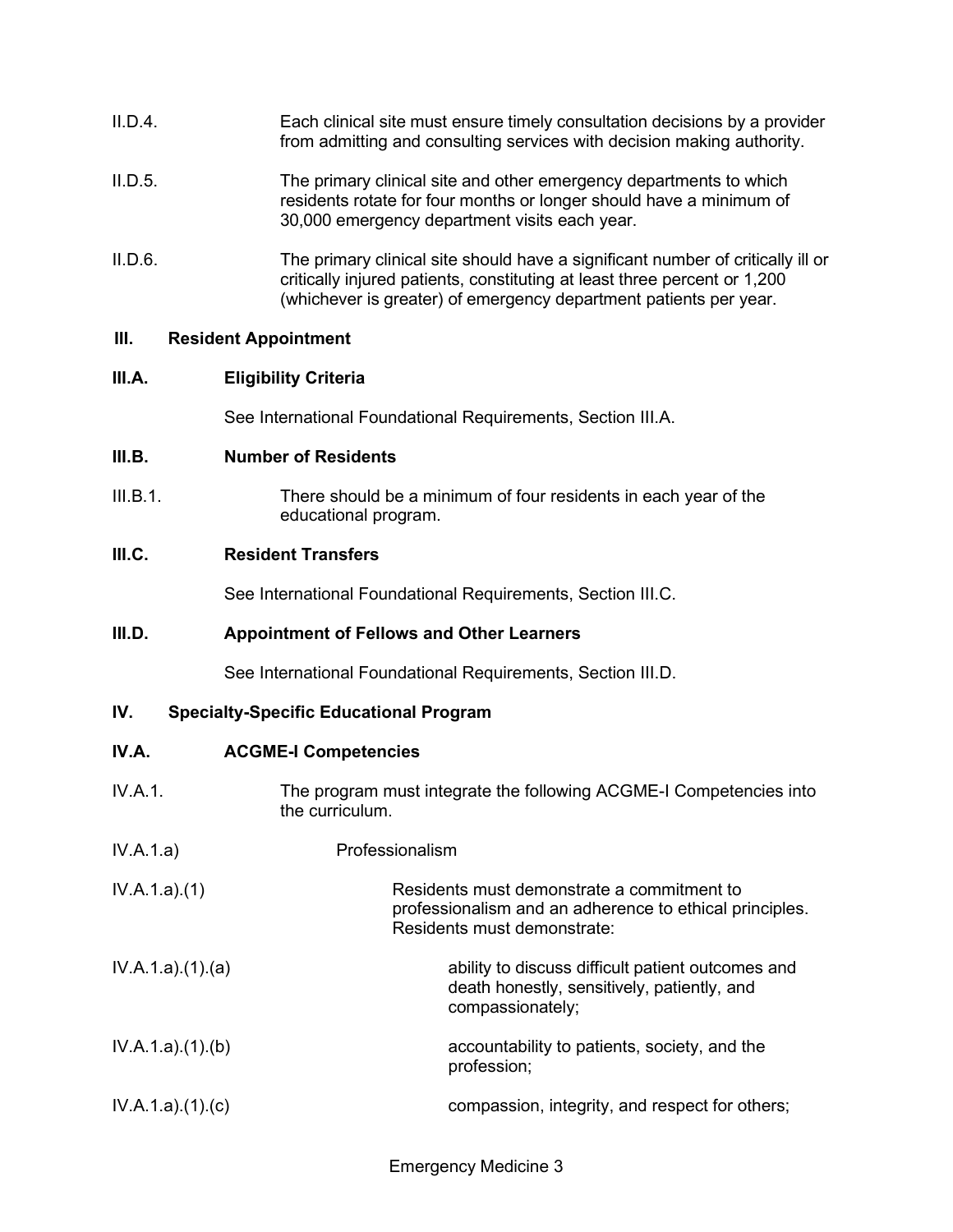II.D.4. Each clinical site must ensure timely consultation decisions by a provider from admitting and consulting services with decision making authority.

II.D.5. The primary clinical site and other emergency departments to which residents rotate for four months or longer should have a minimum of 30,000 emergency department visits each year.

II.D.6. The primary clinical site should have a significant number of critically ill or critically injured patients, constituting at least three percent or 1,200 (whichever is greater) of emergency department patients per year.

## III. Resident Appointment

### III.A. Eligibility Criteria

See International Foundational Requirements, Section III.A.

### III.B. Number of Residents

III.B.1. There should be a minimum of four residents in each year of the educational program.

### III.C. Resident Transfers

See International Foundational Requirements, Section III.C.

### III.D. Appointment of Fellows and Other Learners

See International Foundational Requirements, Section III.D.

## IV. Specialty-Specific Educational Program

### IV.A. ACGME-I Competencies

IV.A.1. The program must integrate the following ACGME-I Competencies into the curriculum.

IV.A.1.a) Professionalism

IV.A.1.a).(1) Residents must demonstrate a commitment to professionalism and an adherence to ethical principles. Residents must demonstrate:

IV.A.1.a).(1).(a) ability to discuss difficult patient outcomes and death honestly, sensitively, patiently, and compassionately;

IV.A.1.a).(1).(b) accountability to patients, society, and the profession;

IV.A.1.a).(1).(c) compassion, integrity, and respect for others;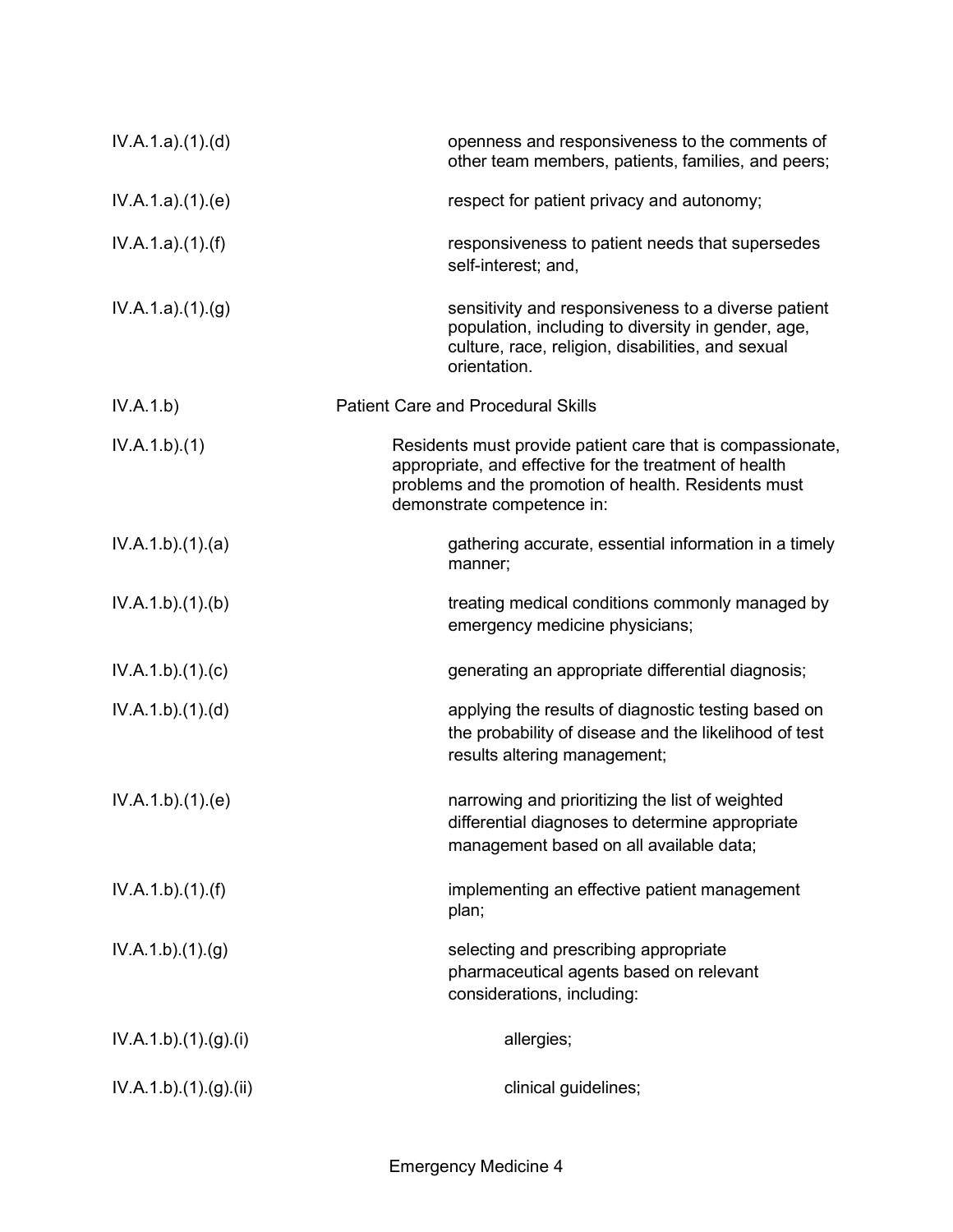| | |
|---|---|
| IV.A.1.a).(1).(d) | openness and responsiveness to the comments of other team members, patients, families, and peers; |
| IV.A.1.a).(1).(e) | respect for patient privacy and autonomy; |
| IV.A.1.a).(1).(f) | responsiveness to patient needs that supersedes self-interest; and, |
| IV.A.1.a).(1).(g) | sensitivity and responsiveness to a diverse patient population, including to diversity in gender, age, culture, race, religion, disabilities, and sexual orientation. |
| IV.A.1.b) | Patient Care and Procedural Skills |
| IV.A.1.b).(1) | Residents must provide patient care that is compassionate, appropriate, and effective for the treatment of health problems and the promotion of health. Residents must demonstrate competence in: |
| IV.A.1.b).(1).(a) | gathering accurate, essential information in a timely manner; |
| IV.A.1.b).(1).(b) | treating medical conditions commonly managed by emergency medicine physicians; |
| IV.A.1.b).(1).(c) | generating an appropriate differential diagnosis; |
| IV.A.1.b).(1).(d) | applying the results of diagnostic testing based on the probability of disease and the likelihood of test results altering management; |
| IV.A.1.b).(1).(e) | narrowing and prioritizing the list of weighted differential diagnoses to determine appropriate management based on all available data; |
| IV.A.1.b).(1).(f) | implementing an effective patient management plan; |
| IV.A.1.b).(1).(g) | selecting and prescribing appropriate pharmaceutical agents based on relevant considerations, including: |
| IV.A.1.b).(1).(g).(i) | allergies; |
| IV.A.1.b).(1).(g).(ii) | clinical guidelines; |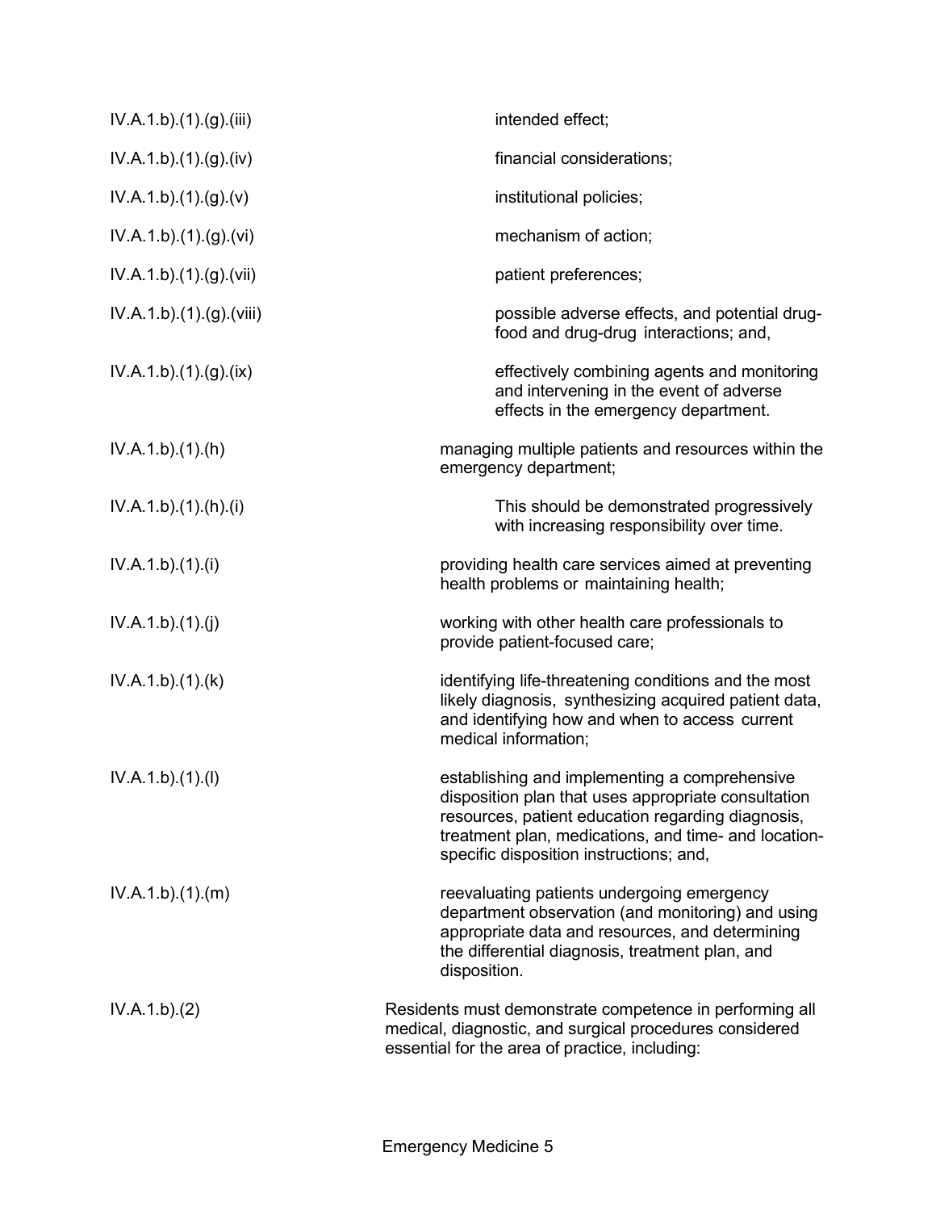| | |
|---|---|
| IV.A.1.b).(1).(g).(iii) | intended effect; |
| IV.A.1.b).(1).(g).(iv) | financial considerations; |
| IV.A.1.b).(1).(g).(v) | institutional policies; |
| IV.A.1.b).(1).(g).(vi) | mechanism of action; |
| IV.A.1.b).(1).(g).(vii) | patient preferences; |
| IV.A.1.b).(1).(g).(viii) | possible adverse effects, and potential drug-food and drug-drug interactions; and, |
| IV.A.1.b).(1).(g).(ix) | effectively combining agents and monitoring and intervening in the event of adverse effects in the emergency department. |
| IV.A.1.b).(1).(h) | managing multiple patients and resources within the emergency department; |
| IV.A.1.b).(1).(h).(i) | This should be demonstrated progressively with increasing responsibility over time. |
| IV.A.1.b).(1).(i) | providing health care services aimed at preventing health problems or maintaining health; |
| IV.A.1.b).(1).(j) | working with other health care professionals to provide patient-focused care; |
| IV.A.1.b).(1).(k) | identifying life-threatening conditions and the most likely diagnosis, synthesizing acquired patient data, and identifying how and when to access current medical information; |
| IV.A.1.b).(1).(l) | establishing and implementing a comprehensive disposition plan that uses appropriate consultation resources, patient education regarding diagnosis, treatment plan, medications, and time- and location-specific disposition instructions; and, |
| IV.A.1.b).(1).(m) | reevaluating patients undergoing emergency department observation (and monitoring) and using appropriate data and resources, and determining the differential diagnosis, treatment plan, and disposition. |
| IV.A.1.b).(2) | Residents must demonstrate competence in performing all medical, diagnostic, and surgical procedures considered essential for the area of practice, including: |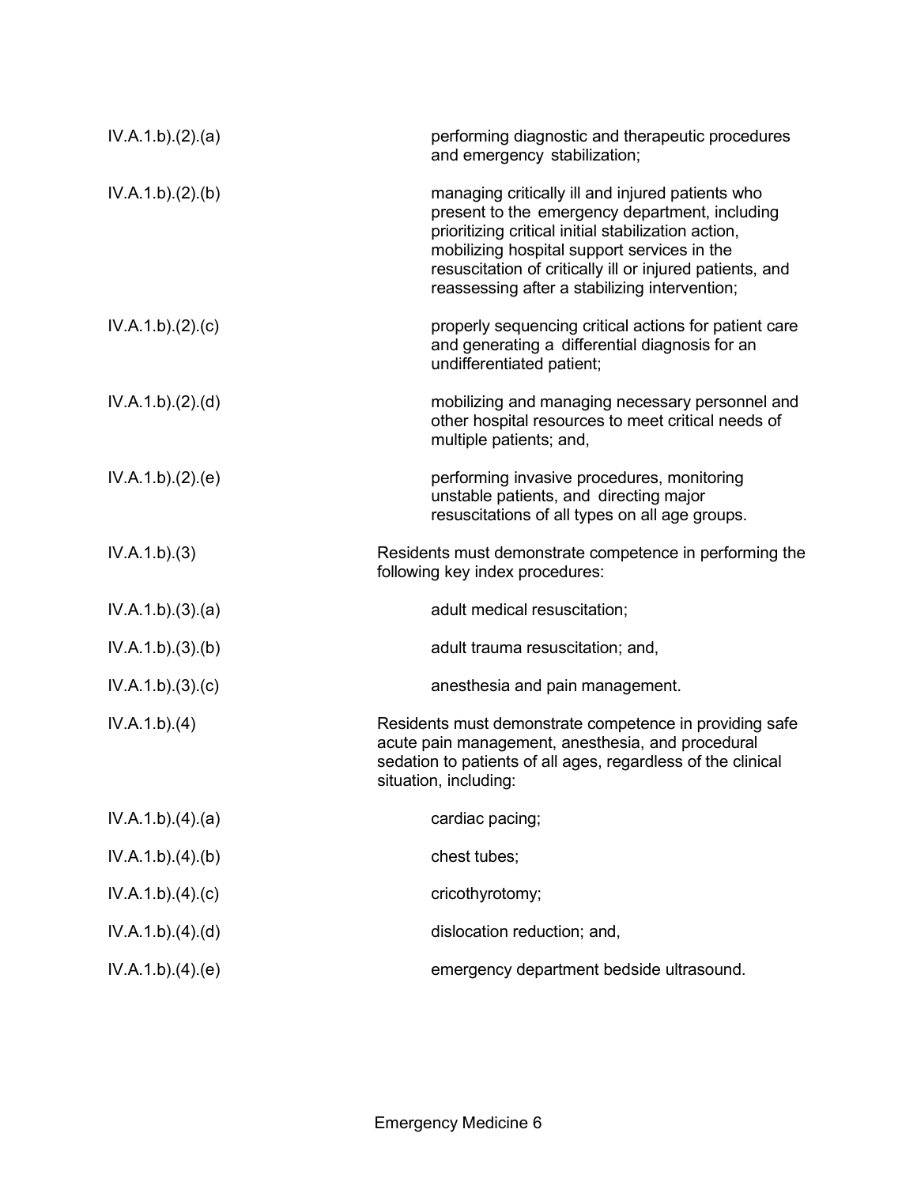IV.A.1.b).(2).(a) performing diagnostic and therapeutic procedures and emergency stabilization;

IV.A.1.b).(2).(b) managing critically ill and injured patients who present to the emergency department, including prioritizing critical initial stabilization action, mobilizing hospital support services in the resuscitation of critically ill or injured patients, and reassessing after a stabilizing intervention;

IV.A.1.b).(2).(c) properly sequencing critical actions for patient care and generating a differential diagnosis for an undifferentiated patient;

IV.A.1.b).(2).(d) mobilizing and managing necessary personnel and other hospital resources to meet critical needs of multiple patients; and,

IV.A.1.b).(2).(e) performing invasive procedures, monitoring unstable patients, and directing major resuscitations of all types on all age groups.

IV.A.1.b).(3) Residents must demonstrate competence in performing the following key index procedures:

IV.A.1.b).(3).(a) adult medical resuscitation;

IV.A.1.b).(3).(b) adult trauma resuscitation; and,

IV.A.1.b).(3).(c) anesthesia and pain management.

IV.A.1.b).(4) Residents must demonstrate competence in providing safe acute pain management, anesthesia, and procedural sedation to patients of all ages, regardless of the clinical situation, including:

IV.A.1.b).(4).(a) cardiac pacing;

IV.A.1.b).(4).(b) chest tubes;

IV.A.1.b).(4).(c) cricothyrotomy;

IV.A.1.b).(4).(d) dislocation reduction; and,

IV.A.1.b).(4).(e) emergency department bedside ultrasound.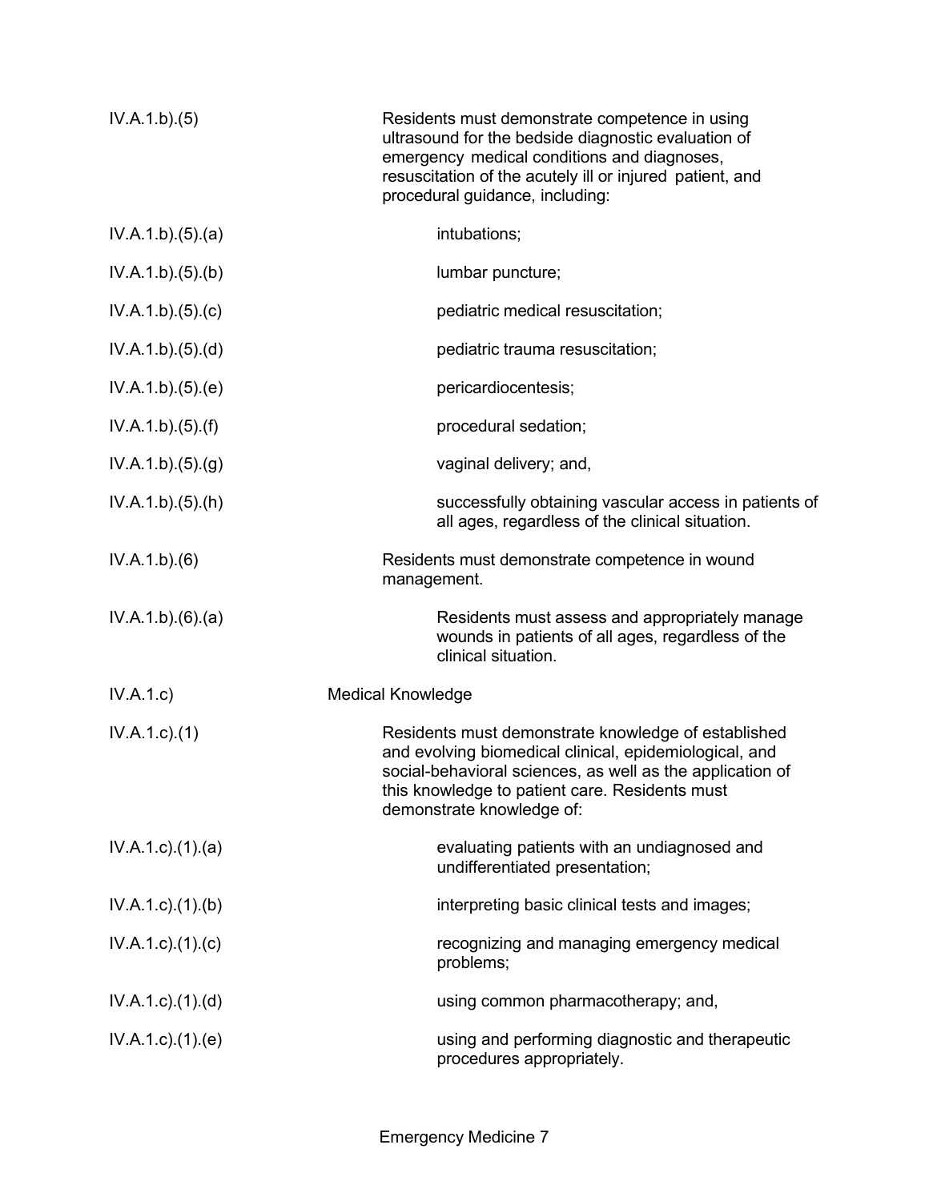| | |
|---|---|
| IV.A.1.b).(5) | Residents must demonstrate competence in using ultrasound for the bedside diagnostic evaluation of emergency medical conditions and diagnoses, resuscitation of the acutely ill or injured patient, and procedural guidance, including: |
| IV.A.1.b).(5).(a) | intubations; |
| IV.A.1.b).(5).(b) | lumbar puncture; |
| IV.A.1.b).(5).(c) | pediatric medical resuscitation; |
| IV.A.1.b).(5).(d) | pediatric trauma resuscitation; |
| IV.A.1.b).(5).(e) | pericardiocentesis; |
| IV.A.1.b).(5).(f) | procedural sedation; |
| IV.A.1.b).(5).(g) | vaginal delivery; and, |
| IV.A.1.b).(5).(h) | successfully obtaining vascular access in patients of all ages, regardless of the clinical situation. |
| IV.A.1.b).(6) | Residents must demonstrate competence in wound management. |
| IV.A.1.b).(6).(a) | Residents must assess and appropriately manage wounds in patients of all ages, regardless of the clinical situation. |
| IV.A.1.c) | Medical Knowledge |
| IV.A.1.c).(1) | Residents must demonstrate knowledge of established and evolving biomedical clinical, epidemiological, and social-behavioral sciences, as well as the application of this knowledge to patient care. Residents must demonstrate knowledge of: |
| IV.A.1.c).(1).(a) | evaluating patients with an undiagnosed and undifferentiated presentation; |
| IV.A.1.c).(1).(b) | interpreting basic clinical tests and images; |
| IV.A.1.c).(1).(c) | recognizing and managing emergency medical problems; |
| IV.A.1.c).(1).(d) | using common pharmacotherapy; and, |
| IV.A.1.c).(1).(e) | using and performing diagnostic and therapeutic procedures appropriately. |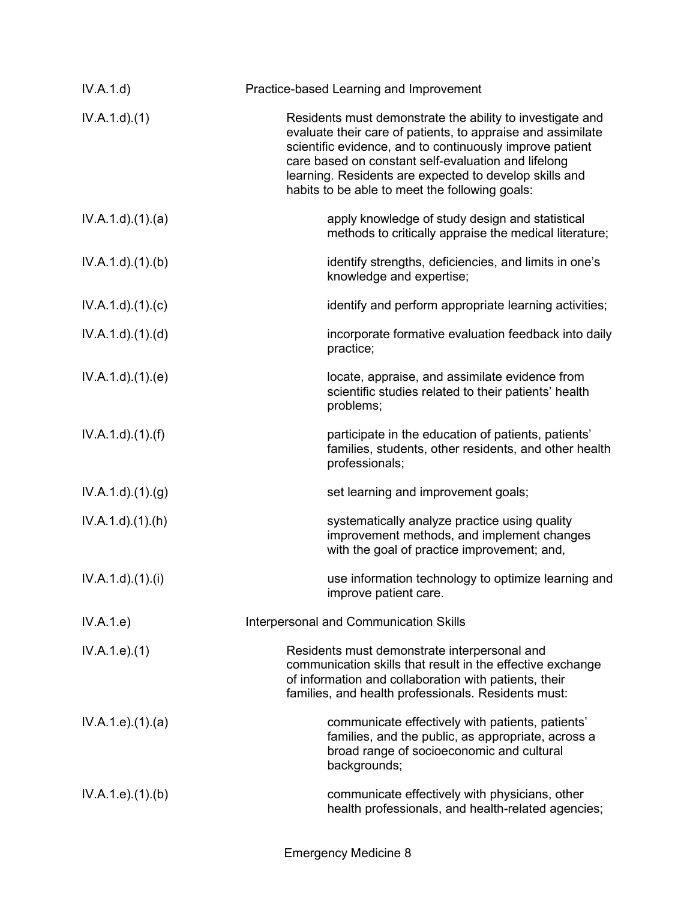| | |
|---|---|
| IV.A.1.d) | Practice-based Learning and Improvement |
| IV.A.1.d).(1) | Residents must demonstrate the ability to investigate and evaluate their care of patients, to appraise and assimilate scientific evidence, and to continuously improve patient care based on constant self-evaluation and lifelong learning. Residents are expected to develop skills and habits to be able to meet the following goals: |
| IV.A.1.d).(1).(a) | apply knowledge of study design and statistical methods to critically appraise the medical literature; |
| IV.A.1.d).(1).(b) | identify strengths, deficiencies, and limits in one's knowledge and expertise; |
| IV.A.1.d).(1).(c) | identify and perform appropriate learning activities; |
| IV.A.1.d).(1).(d) | incorporate formative evaluation feedback into daily practice; |
| IV.A.1.d).(1).(e) | locate, appraise, and assimilate evidence from scientific studies related to their patients' health problems; |
| IV.A.1.d).(1).(f) | participate in the education of patients, patients' families, students, other residents, and other health professionals; |
| IV.A.1.d).(1).(g) | set learning and improvement goals; |
| IV.A.1.d).(1).(h) | systematically analyze practice using quality improvement methods, and implement changes with the goal of practice improvement; and, |
| IV.A.1.d).(1).(i) | use information technology to optimize learning and improve patient care. |
| IV.A.1.e) | Interpersonal and Communication Skills |
| IV.A.1.e).(1) | Residents must demonstrate interpersonal and communication skills that result in the effective exchange of information and collaboration with patients, their families, and health professionals. Residents must: |
| IV.A.1.e).(1).(a) | communicate effectively with patients, patients' families, and the public, as appropriate, across a broad range of socioeconomic and cultural backgrounds; |
| IV.A.1.e).(1).(b) | communicate effectively with physicians, other health professionals, and health-related agencies; |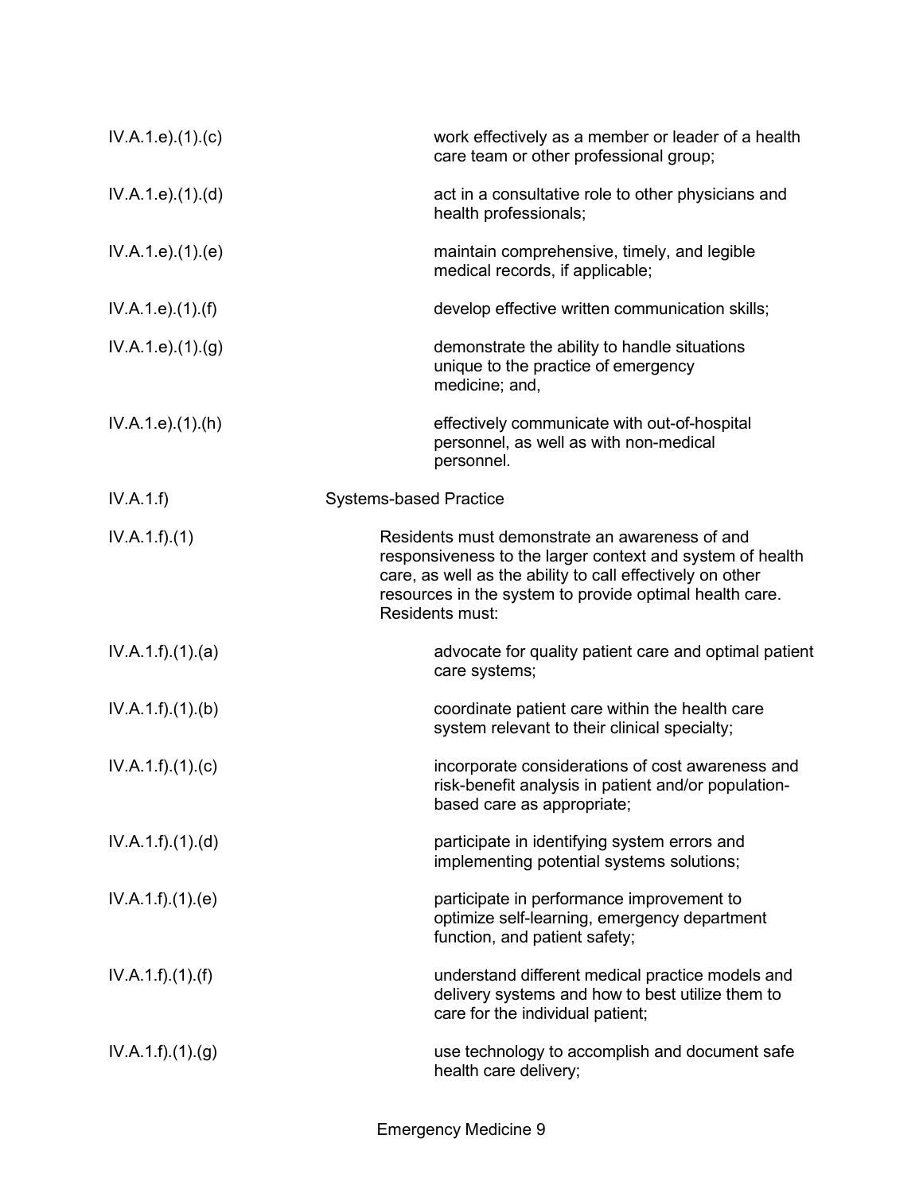IV.A.1.e).(1).(c) work effectively as a member or leader of a health care team or other professional group;

IV.A.1.e).(1).(d) act in a consultative role to other physicians and health professionals;

IV.A.1.e).(1).(e) maintain comprehensive, timely, and legible medical records, if applicable;

IV.A.1.e).(1).(f) develop effective written communication skills;

IV.A.1.e).(1).(g) demonstrate the ability to handle situations unique to the practice of emergency medicine; and,

IV.A.1.e).(1).(h) effectively communicate with out-of-hospital personnel, as well as with non-medical personnel.

IV.A.1.f) Systems-based Practice

IV.A.1.f).(1) Residents must demonstrate an awareness of and responsiveness to the larger context and system of health care, as well as the ability to call effectively on other resources in the system to provide optimal health care. Residents must:

IV.A.1.f).(1).(a) advocate for quality patient care and optimal patient care systems;

IV.A.1.f).(1).(b) coordinate patient care within the health care system relevant to their clinical specialty;

IV.A.1.f).(1).(c) incorporate considerations of cost awareness and risk-benefit analysis in patient and/or population-based care as appropriate;

IV.A.1.f).(1).(d) participate in identifying system errors and implementing potential systems solutions;

IV.A.1.f).(1).(e) participate in performance improvement to optimize self-learning, emergency department function, and patient safety;

IV.A.1.f).(1).(f) understand different medical practice models and delivery systems and how to best utilize them to care for the individual patient;

IV.A.1.f).(1).(g) use technology to accomplish and document safe health care delivery;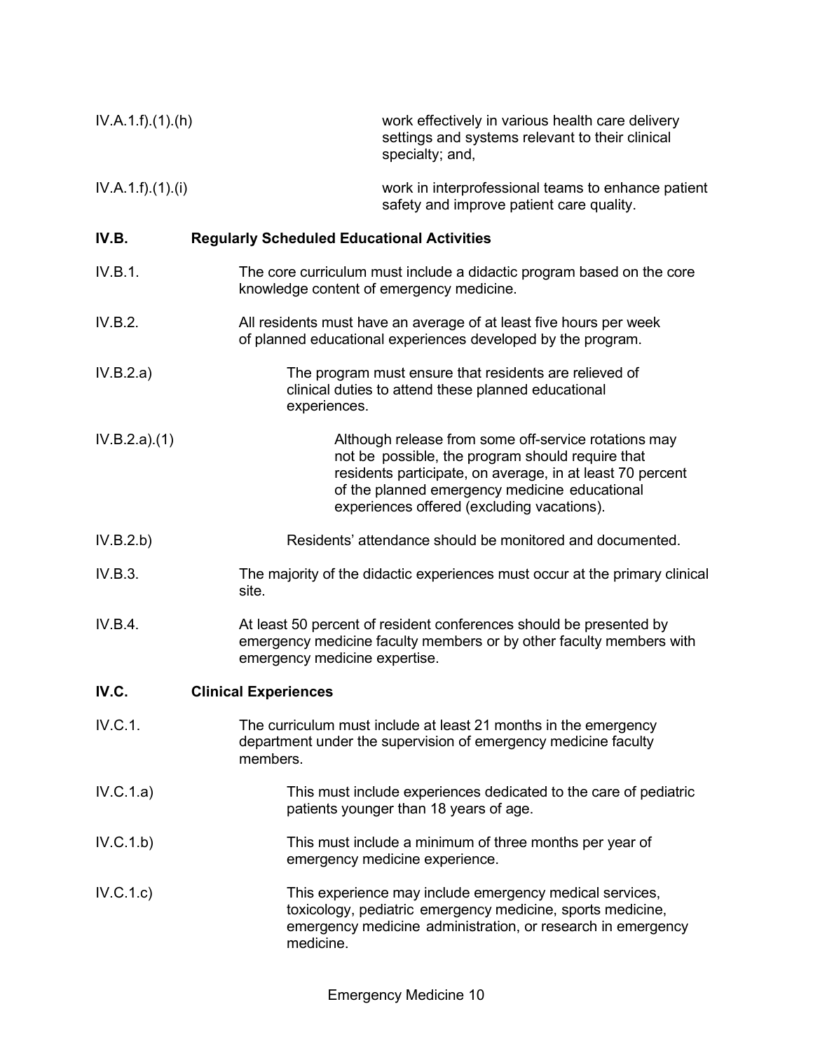IV.A.1.f).(1).(h) work effectively in various health care delivery settings and systems relevant to their clinical specialty; and,

IV.A.1.f).(1).(i) work in interprofessional teams to enhance patient safety and improve patient care quality.

**IV.B. Regularly Scheduled Educational Activities**

IV.B.1. The core curriculum must include a didactic program based on the core knowledge content of emergency medicine.

IV.B.2. All residents must have an average of at least five hours per week of planned educational experiences developed by the program.

IV.B.2.a) The program must ensure that residents are relieved of clinical duties to attend these planned educational experiences.

IV.B.2.a).(1) Although release from some off-service rotations may not be possible, the program should require that residents participate, on average, in at least 70 percent of the planned emergency medicine educational experiences offered (excluding vacations).

IV.B.2.b) Residents' attendance should be monitored and documented.

IV.B.3. The majority of the didactic experiences must occur at the primary clinical site.

IV.B.4. At least 50 percent of resident conferences should be presented by emergency medicine faculty members or by other faculty members with emergency medicine expertise.

**IV.C. Clinical Experiences**

IV.C.1. The curriculum must include at least 21 months in the emergency department under the supervision of emergency medicine faculty members.

IV.C.1.a) This must include experiences dedicated to the care of pediatric patients younger than 18 years of age.

IV.C.1.b) This must include a minimum of three months per year of emergency medicine experience.

IV.C.1.c) This experience may include emergency medical services, toxicology, pediatric emergency medicine, sports medicine, emergency medicine administration, or research in emergency medicine.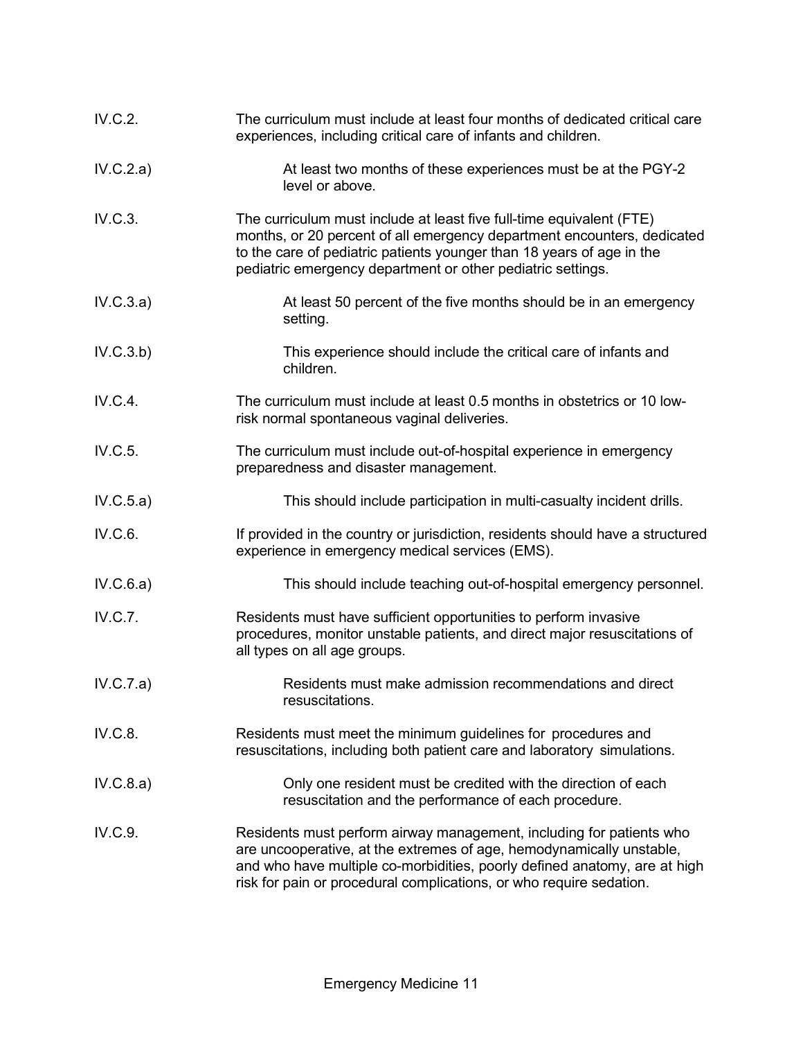IV.C.2. The curriculum must include at least four months of dedicated critical care experiences, including critical care of infants and children.

IV.C.2.a) At least two months of these experiences must be at the PGY-2 level or above.

IV.C.3. The curriculum must include at least five full-time equivalent (FTE) months, or 20 percent of all emergency department encounters, dedicated to the care of pediatric patients younger than 18 years of age in the pediatric emergency department or other pediatric settings.

IV.C.3.a) At least 50 percent of the five months should be in an emergency setting.

IV.C.3.b) This experience should include the critical care of infants and children.

IV.C.4. The curriculum must include at least 0.5 months in obstetrics or 10 low-risk normal spontaneous vaginal deliveries.

IV.C.5. The curriculum must include out-of-hospital experience in emergency preparedness and disaster management.

IV.C.5.a) This should include participation in multi-casualty incident drills.

IV.C.6. If provided in the country or jurisdiction, residents should have a structured experience in emergency medical services (EMS).

IV.C.6.a) This should include teaching out-of-hospital emergency personnel.

IV.C.7. Residents must have sufficient opportunities to perform invasive procedures, monitor unstable patients, and direct major resuscitations of all types on all age groups.

IV.C.7.a) Residents must make admission recommendations and direct resuscitations.

IV.C.8. Residents must meet the minimum guidelines for procedures and resuscitations, including both patient care and laboratory simulations.

IV.C.8.a) Only one resident must be credited with the direction of each resuscitation and the performance of each procedure.

IV.C.9. Residents must perform airway management, including for patients who are uncooperative, at the extremes of age, hemodynamically unstable, and who have multiple co-morbidities, poorly defined anatomy, are at high risk for pain or procedural complications, or who require sedation.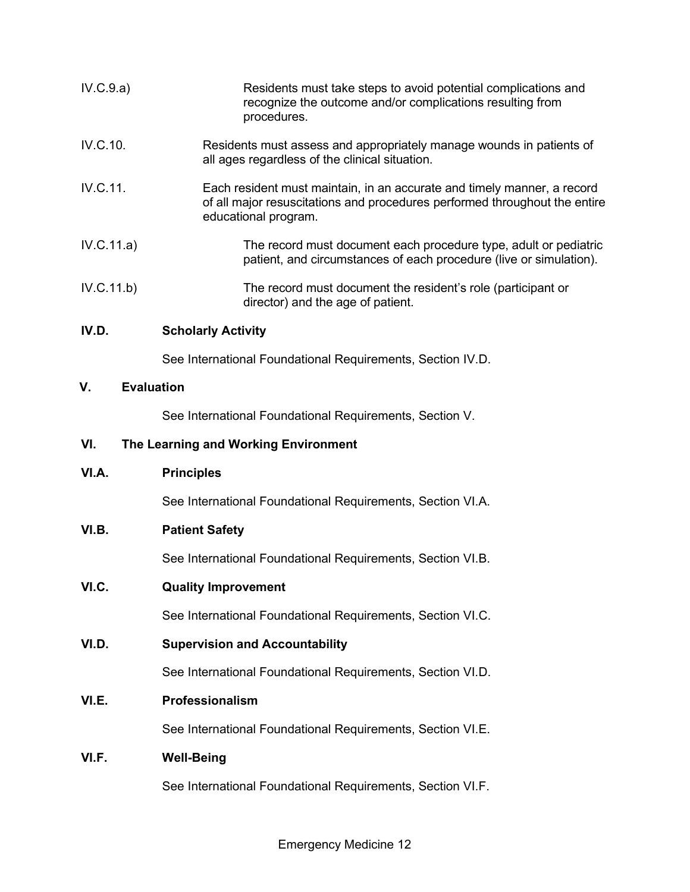IV.C.9.a) Residents must take steps to avoid potential complications and recognize the outcome and/or complications resulting from procedures.

IV.C.10. Residents must assess and appropriately manage wounds in patients of all ages regardless of the clinical situation.

IV.C.11. Each resident must maintain, in an accurate and timely manner, a record of all major resuscitations and procedures performed throughout the entire educational program.

IV.C.11.a) The record must document each procedure type, adult or pediatric patient, and circumstances of each procedure (live or simulation).

IV.C.11.b) The record must document the resident's role (participant or director) and the age of patient.

**IV.D. Scholarly Activity**

See International Foundational Requirements, Section IV.D.

## V. Evaluation

See International Foundational Requirements, Section V.

## VI. The Learning and Working Environment

**VI.A. Principles**

See International Foundational Requirements, Section VI.A.

**VI.B. Patient Safety**

See International Foundational Requirements, Section VI.B.

**VI.C. Quality Improvement**

See International Foundational Requirements, Section VI.C.

**VI.D. Supervision and Accountability**

See International Foundational Requirements, Section VI.D.

**VI.E. Professionalism**

See International Foundational Requirements, Section VI.E.

**VI.F. Well-Being**

See International Foundational Requirements, Section VI.F.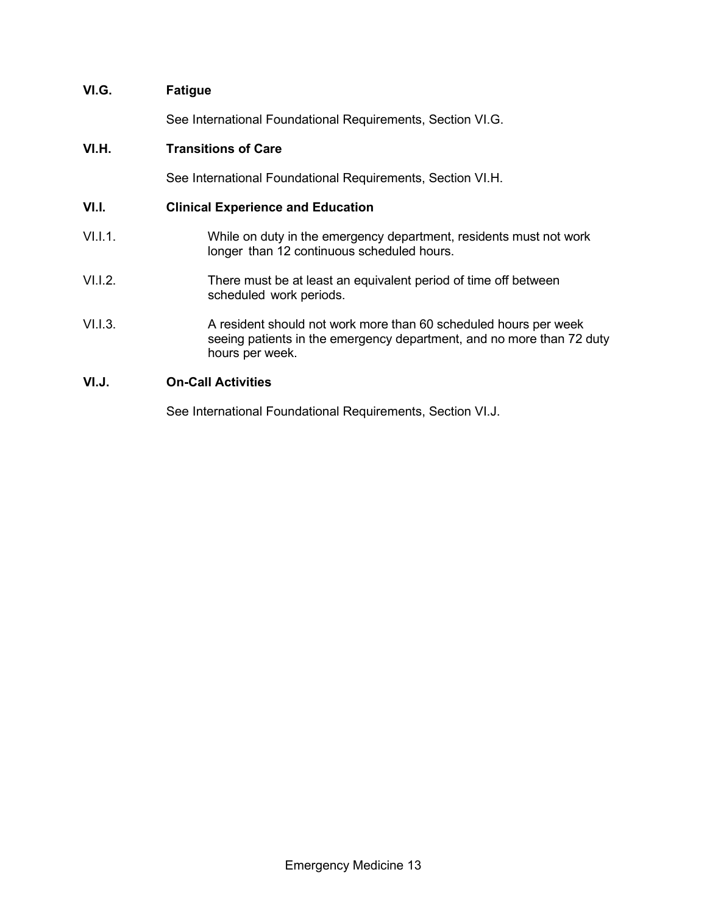**VI.G. Fatigue**

See International Foundational Requirements, Section VI.G.

**VI.H. Transitions of Care**

See International Foundational Requirements, Section VI.H.

**VI.I. Clinical Experience and Education**

VI.I.1. While on duty in the emergency department, residents must not work longer than 12 continuous scheduled hours.

VI.I.2. There must be at least an equivalent period of time off between scheduled work periods.

VI.I.3. A resident should not work more than 60 scheduled hours per week seeing patients in the emergency department, and no more than 72 duty hours per week.

**VI.J. On-Call Activities**

See International Foundational Requirements, Section VI.J.